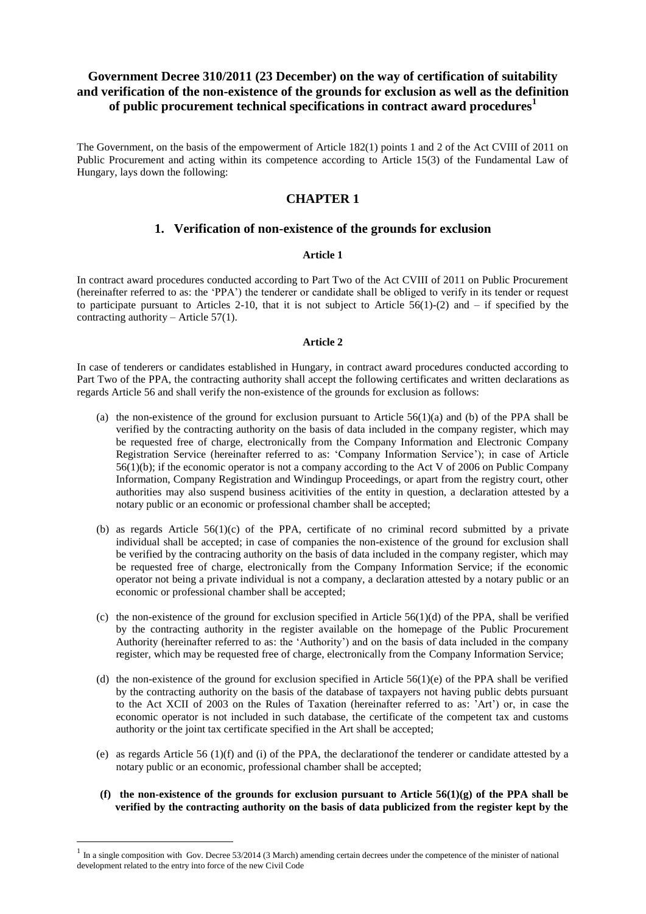# Government Decree 310/2011 (23 December) on the way of certification of suitability and verification of the non-existence of the grounds for exclusion as well as the definition of public procurement technical specifications in contract award procedures[1]

The Government, on the basis of the empowerment of Article 182(1) points 1 and 2 of the Act CVIII of 2011 on Public Procurement and acting within its competence according to Article 15(3) of the Fundamental Law of Hungary, lays down the following:

## CHAPTER 1

### 1. Verification of non-existence of the grounds for exclusion

#### Article 1

In contract award procedures conducted according to Part Two of the Act CVIII of 2011 on Public Procurement (hereinafter referred to as: the 'PPA') the tenderer or candidate shall be obliged to verify in its tender or request to participate pursuant to Articles 2-10, that it is not subject to Article 56(1)-(2) and – if specified by the contracting authority – Article 57(1).

#### Article 2

In case of tenderers or candidates established in Hungary, in contract award procedures conducted according to Part Two of the PPA, the contracting authority shall accept the following certificates and written declarations as regards Article 56 and shall verify the non-existence of the grounds for exclusion as follows:

(a) the non-existence of the ground for exclusion pursuant to Article 56(1)(a) and (b) of the PPA shall be verified by the contracting authority on the basis of data included in the company register, which may be requested free of charge, electronically from the Company Information and Electronic Company Registration Service (hereinafter referred to as: 'Company Information Service'); in case of Article 56(1)(b); if the economic operator is not a company according to the Act V of 2006 on Public Company Information, Company Registration and Windingup Proceedings, or apart from the registry court, other authorities may also suspend business acitivities of the entity in question, a declaration attested by a notary public or an economic or professional chamber shall be accepted;

(b) as regards Article 56(1)(c) of the PPA, certificate of no criminal record submitted by a private individual shall be accepted; in case of companies the non-existence of the ground for exclusion shall be verified by the contracing authority on the basis of data included in the company register, which may be requested free of charge, electronically from the Company Information Service; if the economic operator not being a private individual is not a company, a declaration attested by a notary public or an economic or professional chamber shall be accepted;

(c) the non-existence of the ground for exclusion specified in Article 56(1)(d) of the PPA, shall be verified by the contracting authority in the register available on the homepage of the Public Procurement Authority (hereinafter referred to as: the 'Authority') and on the basis of data included in the company register, which may be requested free of charge, electronically from the Company Information Service;

(d) the non-existence of the ground for exclusion specified in Article 56(1)(e) of the PPA shall be verified by the contracting authority on the basis of the database of taxpayers not having public debts pursuant to the Act XCII of 2003 on the Rules of Taxation (hereinafter referred to as: 'Art') or, in case the economic operator is not included in such database, the certificate of the competent tax and customs authority or the joint tax certificate specified in the Art shall be accepted;

(e) as regards Article 56 (1)(f) and (i) of the PPA, the declarationof the tenderer or candidate attested by a notary public or an economic, professional chamber shall be accepted;

**(f) the non-existence of the grounds for exclusion pursuant to Article 56(1)(g) of the PPA shall be verified by the contracting authority on the basis of data publicized from the register kept by the**

---

[1] In a single composition with Gov. Decree 53/2014 (3 March) amending certain decrees under the competence of the minister of national development related to the entry into force of the new Civil Code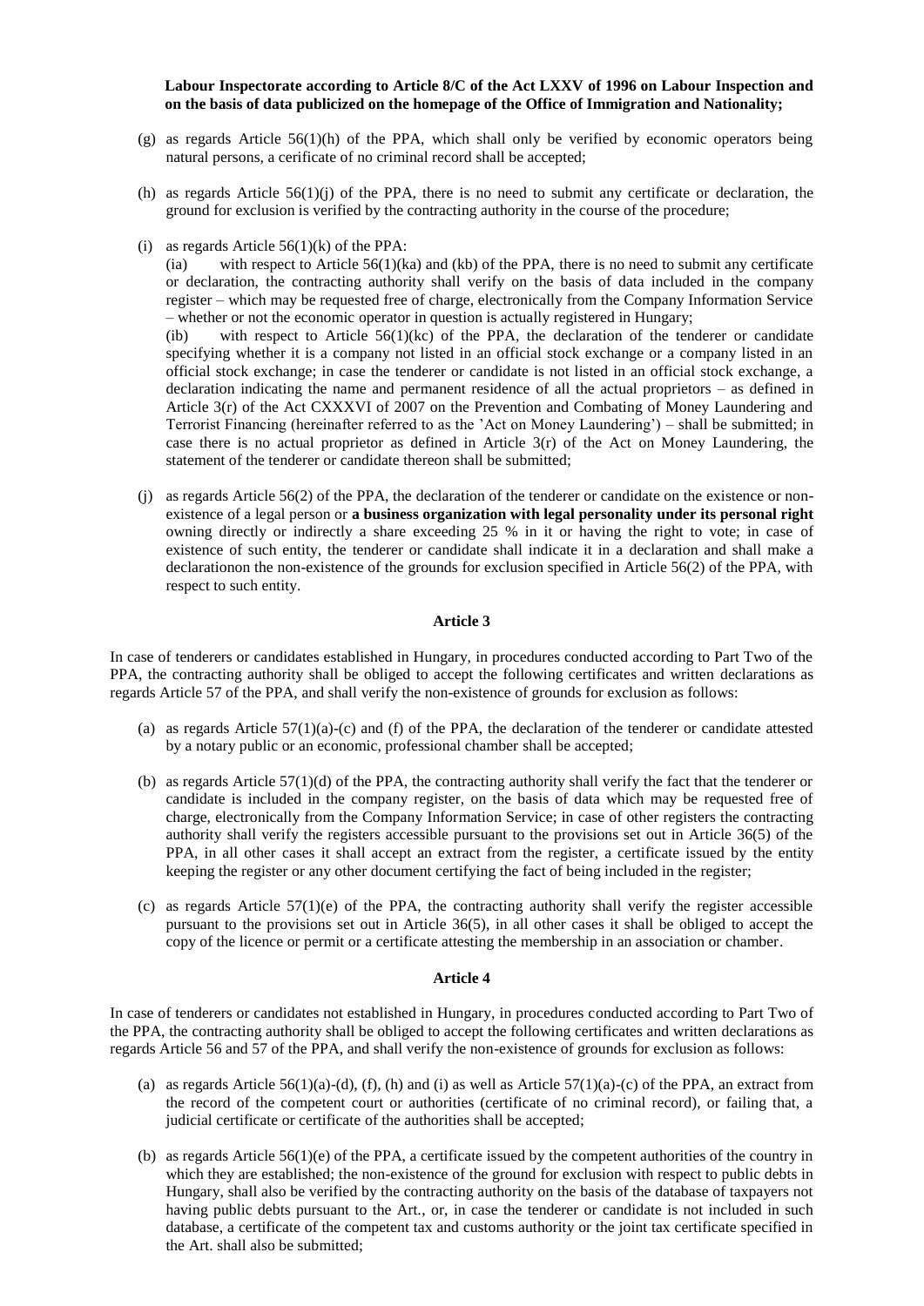**Labour Inspectorate according to Article 8/C of the Act LXXV of 1996 on Labour Inspection and on the basis of data publicized on the homepage of the Office of Immigration and Nationality;**

(g) as regards Article 56(1)(h) of the PPA, which shall only be verified by economic operators being natural persons, a cerificate of no criminal record shall be accepted;

(h) as regards Article 56(1)(j) of the PPA, there is no need to submit any certificate or declaration, the ground for exclusion is verified by the contracting authority in the course of the procedure;

(i) as regards Article 56(1)(k) of the PPA:

(ia) with respect to Article 56(1)(ka) and (kb) of the PPA, there is no need to submit any certificate or declaration, the contracting authority shall verify on the basis of data included in the company register – which may be requested free of charge, electronically from the Company Information Service – whether or not the economic operator in question is actually registered in Hungary;

(ib) with respect to Article 56(1)(kc) of the PPA, the declaration of the tenderer or candidate specifying whether it is a company not listed in an official stock exchange or a company listed in an official stock exchange; in case the tenderer or candidate is not listed in an official stock exchange, a declaration indicating the name and permanent residence of all the actual proprietors – as defined in Article 3(r) of the Act CXXXVI of 2007 on the Prevention and Combating of Money Laundering and Terrorist Financing (hereinafter referred to as the 'Act on Money Laundering') – shall be submitted; in case there is no actual proprietor as defined in Article 3(r) of the Act on Money Laundering, the statement of the tenderer or candidate thereon shall be submitted;

(j) as regards Article 56(2) of the PPA, the declaration of the tenderer or candidate on the existence or non-existence of a legal person or **a business organization with legal personality under its personal right** owning directly or indirectly a share exceeding 25 % in it or having the right to vote; in case of existence of such entity, the tenderer or candidate shall indicate it in a declaration and shall make a declarationon the non-existence of the grounds for exclusion specified in Article 56(2) of the PPA, with respect to such entity.

### Article 3

In case of tenderers or candidates established in Hungary, in procedures conducted according to Part Two of the PPA, the contracting authority shall be obliged to accept the following certificates and written declarations as regards Article 57 of the PPA, and shall verify the non-existence of grounds for exclusion as follows:

(a) as regards Article 57(1)(a)-(c) and (f) of the PPA, the declaration of the tenderer or candidate attested by a notary public or an economic, professional chamber shall be accepted;

(b) as regards Article 57(1)(d) of the PPA, the contracting authority shall verify the fact that the tenderer or candidate is included in the company register, on the basis of data which may be requested free of charge, electronically from the Company Information Service; in case of other registers the contracting authority shall verify the registers accessible pursuant to the provisions set out in Article 36(5) of the PPA, in all other cases it shall accept an extract from the register, a certificate issued by the entity keeping the register or any other document certifying the fact of being included in the register;

(c) as regards Article 57(1)(e) of the PPA, the contracting authority shall verify the register accessible pursuant to the provisions set out in Article 36(5), in all other cases it shall be obliged to accept the copy of the licence or permit or a certificate attesting the membership in an association or chamber.

### Article 4

In case of tenderers or candidates not established in Hungary, in procedures conducted according to Part Two of the PPA, the contracting authority shall be obliged to accept the following certificates and written declarations as regards Article 56 and 57 of the PPA, and shall verify the non-existence of grounds for exclusion as follows:

(a) as regards Article 56(1)(a)-(d), (f), (h) and (i) as well as Article 57(1)(a)-(c) of the PPA, an extract from the record of the competent court or authorities (certificate of no criminal record), or failing that, a judicial certificate or certificate of the authorities shall be accepted;

(b) as regards Article 56(1)(e) of the PPA, a certificate issued by the competent authorities of the country in which they are established; the non-existence of the ground for exclusion with respect to public debts in Hungary, shall also be verified by the contracting authority on the basis of the database of taxpayers not having public debts pursuant to the Art., or, in case the tenderer or candidate is not included in such database, a certificate of the competent tax and customs authority or the joint tax certificate specified in the Art. shall also be submitted;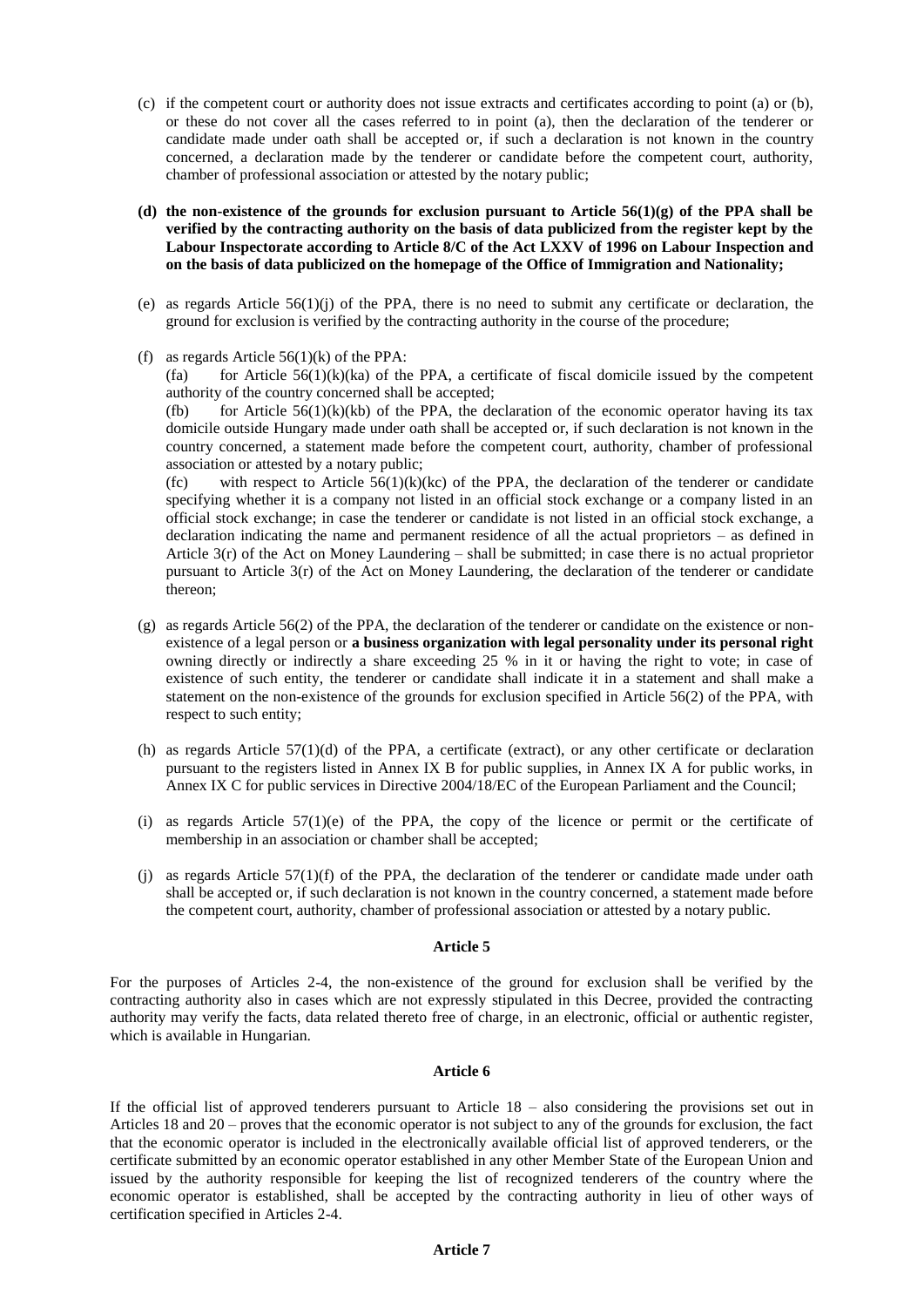(c) if the competent court or authority does not issue extracts and certificates according to point (a) or (b), or these do not cover all the cases referred to in point (a), then the declaration of the tenderer or candidate made under oath shall be accepted or, if such a declaration is not known in the country concerned, a declaration made by the tenderer or candidate before the competent court, authority, chamber of professional association or attested by the notary public;

**(d) the non-existence of the grounds for exclusion pursuant to Article 56(1)(g) of the PPA shall be verified by the contracting authority on the basis of data publicized from the register kept by the Labour Inspectorate according to Article 8/C of the Act LXXV of 1996 on Labour Inspection and on the basis of data publicized on the homepage of the Office of Immigration and Nationality;**

(e) as regards Article 56(1)(j) of the PPA, there is no need to submit any certificate or declaration, the ground for exclusion is verified by the contracting authority in the course of the procedure;

(f) as regards Article 56(1)(k) of the PPA:

(fa) for Article 56(1)(k)(ka) of the PPA, a certificate of fiscal domicile issued by the competent authority of the country concerned shall be accepted;

(fb) for Article 56(1)(k)(kb) of the PPA, the declaration of the economic operator having its tax domicile outside Hungary made under oath shall be accepted or, if such declaration is not known in the country concerned, a statement made before the competent court, authority, chamber of professional association or attested by a notary public;

(fc) with respect to Article 56(1)(k)(kc) of the PPA, the declaration of the tenderer or candidate specifying whether it is a company not listed in an official stock exchange or a company listed in an official stock exchange; in case the tenderer or candidate is not listed in an official stock exchange, a declaration indicating the name and permanent residence of all the actual proprietors – as defined in Article 3(r) of the Act on Money Laundering – shall be submitted; in case there is no actual proprietor pursuant to Article 3(r) of the Act on Money Laundering, the declaration of the tenderer or candidate thereon;

(g) as regards Article 56(2) of the PPA, the declaration of the tenderer or candidate on the existence or non-existence of a legal person or **a business organization with legal personality under its personal right** owning directly or indirectly a share exceeding 25 % in it or having the right to vote; in case of existence of such entity, the tenderer or candidate shall indicate it in a statement and shall make a statement on the non-existence of the grounds for exclusion specified in Article 56(2) of the PPA, with respect to such entity;

(h) as regards Article 57(1)(d) of the PPA, a certificate (extract), or any other certificate or declaration pursuant to the registers listed in Annex IX B for public supplies, in Annex IX A for public works, in Annex IX C for public services in Directive 2004/18/EC of the European Parliament and the Council;

(i) as regards Article 57(1)(e) of the PPA, the copy of the licence or permit or the certificate of membership in an association or chamber shall be accepted;

(j) as regards Article 57(1)(f) of the PPA, the declaration of the tenderer or candidate made under oath shall be accepted or, if such declaration is not known in the country concerned, a statement made before the competent court, authority, chamber of professional association or attested by a notary public.

**Article 5**

For the purposes of Articles 2-4, the non-existence of the ground for exclusion shall be verified by the contracting authority also in cases which are not expressly stipulated in this Decree, provided the contracting authority may verify the facts, data related thereto free of charge, in an electronic, official or authentic register, which is available in Hungarian.

**Article 6**

If the official list of approved tenderers pursuant to Article 18 – also considering the provisions set out in Articles 18 and 20 – proves that the economic operator is not subject to any of the grounds for exclusion, the fact that the economic operator is included in the electronically available official list of approved tenderers, or the certificate submitted by an economic operator established in any other Member State of the European Union and issued by the authority responsible for keeping the list of recognized tenderers of the country where the economic operator is established, shall be accepted by the contracting authority in lieu of other ways of certification specified in Articles 2-4.

**Article 7**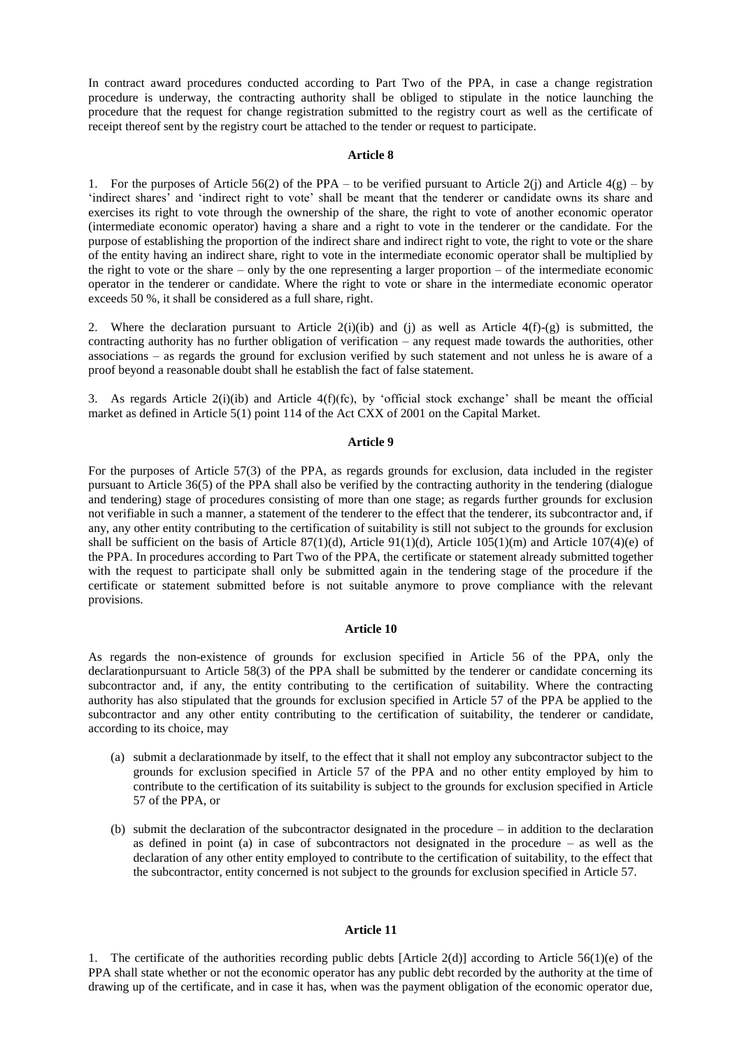In contract award procedures conducted according to Part Two of the PPA, in case a change registration procedure is underway, the contracting authority shall be obliged to stipulate in the notice launching the procedure that the request for change registration submitted to the registry court as well as the certificate of receipt thereof sent by the registry court be attached to the tender or request to participate.

**Article 8**

1. For the purposes of Article 56(2) of the PPA – to be verified pursuant to Article 2(j) and Article 4(g) – by 'indirect shares' and 'indirect right to vote' shall be meant that the tenderer or candidate owns its share and exercises its right to vote through the ownership of the share, the right to vote of another economic operator (intermediate economic operator) having a share and a right to vote in the tenderer or the candidate. For the purpose of establishing the proportion of the indirect share and indirect right to vote, the right to vote or the share of the entity having an indirect share, right to vote in the intermediate economic operator shall be multiplied by the right to vote or the share – only by the one representing a larger proportion – of the intermediate economic operator in the tenderer or candidate. Where the right to vote or share in the intermediate economic operator exceeds 50 %, it shall be considered as a full share, right.

2. Where the declaration pursuant to Article 2(i)(ib) and (j) as well as Article 4(f)-(g) is submitted, the contracting authority has no further obligation of verification – any request made towards the authorities, other associations – as regards the ground for exclusion verified by such statement and not unless he is aware of a proof beyond a reasonable doubt shall he establish the fact of false statement.

3. As regards Article 2(i)(ib) and Article 4(f)(fc), by 'official stock exchange' shall be meant the official market as defined in Article 5(1) point 114 of the Act CXX of 2001 on the Capital Market.

**Article 9**

For the purposes of Article 57(3) of the PPA, as regards grounds for exclusion, data included in the register pursuant to Article 36(5) of the PPA shall also be verified by the contracting authority in the tendering (dialogue and tendering) stage of procedures consisting of more than one stage; as regards further grounds for exclusion not verifiable in such a manner, a statement of the tenderer to the effect that the tenderer, its subcontractor and, if any, any other entity contributing to the certification of suitability is still not subject to the grounds for exclusion shall be sufficient on the basis of Article 87(1)(d), Article 91(1)(d), Article 105(1)(m) and Article 107(4)(e) of the PPA. In procedures according to Part Two of the PPA, the certificate or statement already submitted together with the request to participate shall only be submitted again in the tendering stage of the procedure if the certificate or statement submitted before is not suitable anymore to prove compliance with the relevant provisions.

**Article 10**

As regards the non-existence of grounds for exclusion specified in Article 56 of the PPA, only the declarationpursuant to Article 58(3) of the PPA shall be submitted by the tenderer or candidate concerning its subcontractor and, if any, the entity contributing to the certification of suitability. Where the contracting authority has also stipulated that the grounds for exclusion specified in Article 57 of the PPA be applied to the subcontractor and any other entity contributing to the certification of suitability, the tenderer or candidate, according to its choice, may

(a) submit a declarationmade by itself, to the effect that it shall not employ any subcontractor subject to the grounds for exclusion specified in Article 57 of the PPA and no other entity employed by him to contribute to the certification of its suitability is subject to the grounds for exclusion specified in Article 57 of the PPA, or

(b) submit the declaration of the subcontractor designated in the procedure – in addition to the declaration as defined in point (a) in case of subcontractors not designated in the procedure – as well as the declaration of any other entity employed to contribute to the certification of suitability, to the effect that the subcontractor, entity concerned is not subject to the grounds for exclusion specified in Article 57.

**Article 11**

1. The certificate of the authorities recording public debts [Article 2(d)] according to Article 56(1)(e) of the PPA shall state whether or not the economic operator has any public debt recorded by the authority at the time of drawing up of the certificate, and in case it has, when was the payment obligation of the economic operator due,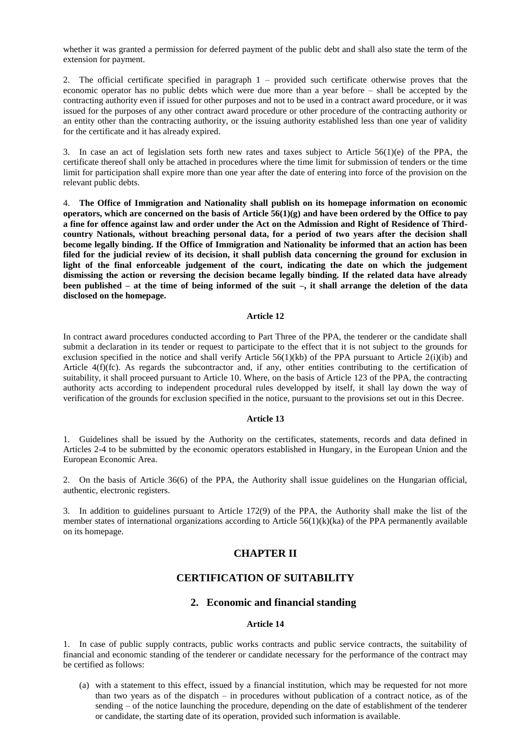whether it was granted a permission for deferred payment of the public debt and shall also state the term of the extension for payment.

2. The official certificate specified in paragraph 1 – provided such certificate otherwise proves that the economic operator has no public debts which were due more than a year before – shall be accepted by the contracting authority even if issued for other purposes and not to be used in a contract award procedure, or it was issued for the purposes of any other contract award procedure or other procedure of the contracting authority or an entity other than the contracting authority, or the issuing authority established less than one year of validity for the certificate and it has already expired.

3. In case an act of legislation sets forth new rates and taxes subject to Article 56(1)(e) of the PPA, the certificate thereof shall only be attached in procedures where the time limit for submission of tenders or the time limit for participation shall expire more than one year after the date of entering into force of the provision on the relevant public debts.

4. **The Office of Immigration and Nationality shall publish on its homepage information on economic operators, which are concerned on the basis of Article 56(1)(g) and have been ordered by the Office to pay a fine for offence against law and order under the Act on the Admission and Right of Residence of Third-country Nationals, without breaching personal data, for a period of two years after the decision shall become legally binding. If the Office of Immigration and Nationality be informed that an action has been filed for the judicial review of its decision, it shall publish data concerning the ground for exclusion in light of the final enforceable judgement of the court, indicating the date on which the judgement dismissing the action or reversing the decision became legally binding. If the related data have already been published – at the time of being informed of the suit –, it shall arrange the deletion of the data disclosed on the homepage.**

#### Article 12

In contract award procedures conducted according to Part Three of the PPA, the tenderer or the candidate shall submit a declaration in its tender or request to participate to the effect that it is not subject to the grounds for exclusion specified in the notice and shall verify Article 56(1)(kb) of the PPA pursuant to Article 2(i)(ib) and Article 4(f)(fc). As regards the subcontractor and, if any, other entities contributing to the certification of suitability, it shall proceed pursuant to Article 10. Where, on the basis of Article 123 of the PPA, the contracting authority acts according to independent procedural rules developped by itself, it shall lay down the way of verification of the grounds for exclusion specified in the notice, pursuant to the provisions set out in this Decree.

#### Article 13

1. Guidelines shall be issued by the Authority on the certificates, statements, records and data defined in Articles 2-4 to be submitted by the economic operators established in Hungary, in the European Union and the European Economic Area.

2. On the basis of Article 36(6) of the PPA, the Authority shall issue guidelines on the Hungarian official, authentic, electronic registers.

3. In addition to guidelines pursuant to Article 172(9) of the PPA, the Authority shall make the list of the member states of international organizations according to Article 56(1)(k)(ka) of the PPA permanently available on its homepage.

## CHAPTER II

## CERTIFICATION OF SUITABILITY

### 2. Economic and financial standing

#### Article 14

1. In case of public supply contracts, public works contracts and public service contracts, the suitability of financial and economic standing of the tenderer or candidate necessary for the performance of the contract may be certified as follows:

   (a) with a statement to this effect, issued by a financial institution, which may be requested for not more than two years as of the dispatch – in procedures without publication of a contract notice, as of the sending – of the notice launching the procedure, depending on the date of establishment of the tenderer or candidate, the starting date of its operation, provided such information is available.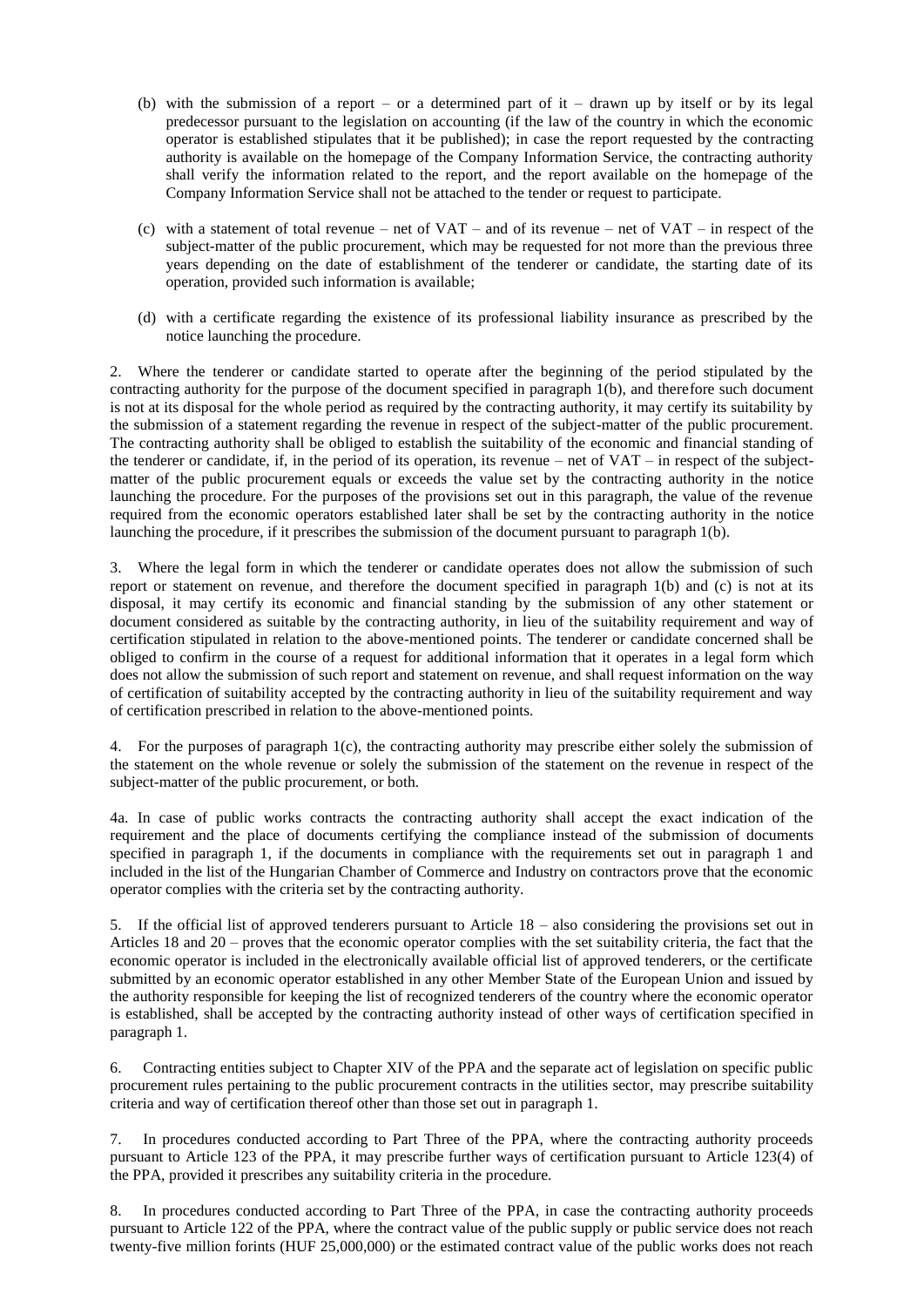(b) with the submission of a report – or a determined part of it – drawn up by itself or by its legal predecessor pursuant to the legislation on accounting (if the law of the country in which the economic operator is established stipulates that it be published); in case the report requested by the contracting authority is available on the homepage of the Company Information Service, the contracting authority shall verify the information related to the report, and the report available on the homepage of the Company Information Service shall not be attached to the tender or request to participate.

(c) with a statement of total revenue – net of VAT – and of its revenue – net of VAT – in respect of the subject-matter of the public procurement, which may be requested for not more than the previous three years depending on the date of establishment of the tenderer or candidate, the starting date of its operation, provided such information is available;

(d) with a certificate regarding the existence of its professional liability insurance as prescribed by the notice launching the procedure.

2. Where the tenderer or candidate started to operate after the beginning of the period stipulated by the contracting authority for the purpose of the document specified in paragraph 1(b), and therefore such document is not at its disposal for the whole period as required by the contracting authority, it may certify its suitability by the submission of a statement regarding the revenue in respect of the subject-matter of the public procurement. The contracting authority shall be obliged to establish the suitability of the economic and financial standing of the tenderer or candidate, if, in the period of its operation, its revenue – net of VAT – in respect of the subject-matter of the public procurement equals or exceeds the value set by the contracting authority in the notice launching the procedure. For the purposes of the provisions set out in this paragraph, the value of the revenue required from the economic operators established later shall be set by the contracting authority in the notice launching the procedure, if it prescribes the submission of the document pursuant to paragraph 1(b).

3. Where the legal form in which the tenderer or candidate operates does not allow the submission of such report or statement on revenue, and therefore the document specified in paragraph 1(b) and (c) is not at its disposal, it may certify its economic and financial standing by the submission of any other statement or document considered as suitable by the contracting authority, in lieu of the suitability requirement and way of certification stipulated in relation to the above-mentioned points. The tenderer or candidate concerned shall be obliged to confirm in the course of a request for additional information that it operates in a legal form which does not allow the submission of such report and statement on revenue, and shall request information on the way of certification of suitability accepted by the contracting authority in lieu of the suitability requirement and way of certification prescribed in relation to the above-mentioned points.

4. For the purposes of paragraph 1(c), the contracting authority may prescribe either solely the submission of the statement on the whole revenue or solely the submission of the statement on the revenue in respect of the subject-matter of the public procurement, or both.

4a. In case of public works contracts the contracting authority shall accept the exact indication of the requirement and the place of documents certifying the compliance instead of the submission of documents specified in paragraph 1, if the documents in compliance with the requirements set out in paragraph 1 and included in the list of the Hungarian Chamber of Commerce and Industry on contractors prove that the economic operator complies with the criteria set by the contracting authority.

5. If the official list of approved tenderers pursuant to Article 18 – also considering the provisions set out in Articles 18 and 20 – proves that the economic operator complies with the set suitability criteria, the fact that the economic operator is included in the electronically available official list of approved tenderers, or the certificate submitted by an economic operator established in any other Member State of the European Union and issued by the authority responsible for keeping the list of recognized tenderers of the country where the economic operator is established, shall be accepted by the contracting authority instead of other ways of certification specified in paragraph 1.

6. Contracting entities subject to Chapter XIV of the PPA and the separate act of legislation on specific public procurement rules pertaining to the public procurement contracts in the utilities sector, may prescribe suitability criteria and way of certification thereof other than those set out in paragraph 1.

7. In procedures conducted according to Part Three of the PPA, where the contracting authority proceeds pursuant to Article 123 of the PPA, it may prescribe further ways of certification pursuant to Article 123(4) of the PPA, provided it prescribes any suitability criteria in the procedure.

8. In procedures conducted according to Part Three of the PPA, in case the contracting authority proceeds pursuant to Article 122 of the PPA, where the contract value of the public supply or public service does not reach twenty-five million forints (HUF 25,000,000) or the estimated contract value of the public works does not reach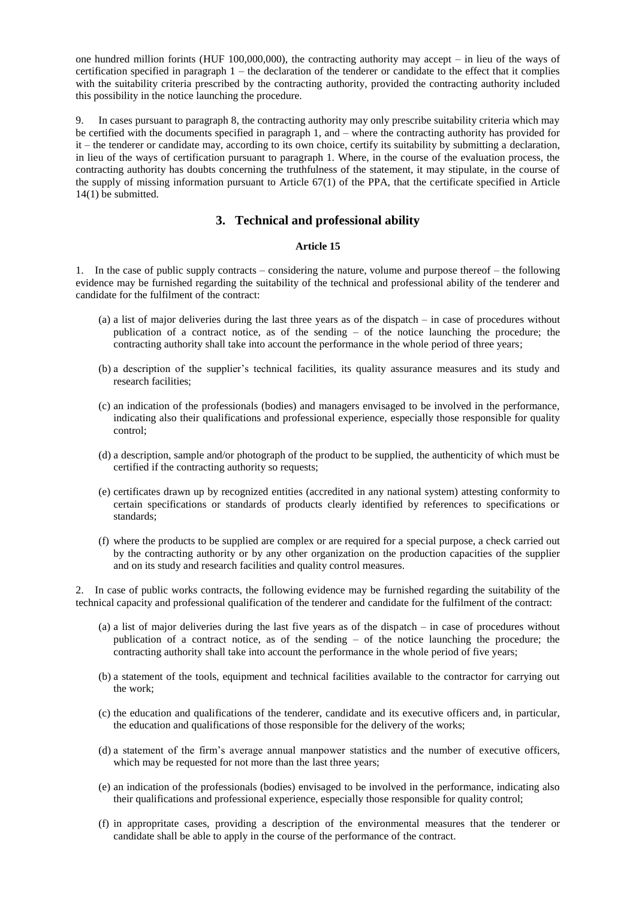one hundred million forints (HUF 100,000,000), the contracting authority may accept – in lieu of the ways of certification specified in paragraph 1 – the declaration of the tenderer or candidate to the effect that it complies with the suitability criteria prescribed by the contracting authority, provided the contracting authority included this possibility in the notice launching the procedure.

9. In cases pursuant to paragraph 8, the contracting authority may only prescribe suitability criteria which may be certified with the documents specified in paragraph 1, and – where the contracting authority has provided for it – the tenderer or candidate may, according to its own choice, certify its suitability by submitting a declaration, in lieu of the ways of certification pursuant to paragraph 1. Where, in the course of the evaluation process, the contracting authority has doubts concerning the truthfulness of the statement, it may stipulate, in the course of the supply of missing information pursuant to Article 67(1) of the PPA, that the certificate specified in Article 14(1) be submitted.

## 3. Technical and professional ability

### Article 15

1. In the case of public supply contracts – considering the nature, volume and purpose thereof – the following evidence may be furnished regarding the suitability of the technical and professional ability of the tenderer and candidate for the fulfilment of the contract:

- (a) a list of major deliveries during the last three years as of the dispatch – in case of procedures without publication of a contract notice, as of the sending – of the notice launching the procedure; the contracting authority shall take into account the performance in the whole period of three years;
- (b) a description of the supplier's technical facilities, its quality assurance measures and its study and research facilities;
- (c) an indication of the professionals (bodies) and managers envisaged to be involved in the performance, indicating also their qualifications and professional experience, especially those responsible for quality control;
- (d) a description, sample and/or photograph of the product to be supplied, the authenticity of which must be certified if the contracting authority so requests;
- (e) certificates drawn up by recognized entities (accredited in any national system) attesting conformity to certain specifications or standards of products clearly identified by references to specifications or standards;
- (f) where the products to be supplied are complex or are required for a special purpose, a check carried out by the contracting authority or by any other organization on the production capacities of the supplier and on its study and research facilities and quality control measures.

2. In case of public works contracts, the following evidence may be furnished regarding the suitability of the technical capacity and professional qualification of the tenderer and candidate for the fulfilment of the contract:

- (a) a list of major deliveries during the last five years as of the dispatch – in case of procedures without publication of a contract notice, as of the sending – of the notice launching the procedure; the contracting authority shall take into account the performance in the whole period of five years;
- (b) a statement of the tools, equipment and technical facilities available to the contractor for carrying out the work;
- (c) the education and qualifications of the tenderer, candidate and its executive officers and, in particular, the education and qualifications of those responsible for the delivery of the works;
- (d) a statement of the firm's average annual manpower statistics and the number of executive officers, which may be requested for not more than the last three years;
- (e) an indication of the professionals (bodies) envisaged to be involved in the performance, indicating also their qualifications and professional experience, especially those responsible for quality control;
- (f) in appropritate cases, providing a description of the environmental measures that the tenderer or candidate shall be able to apply in the course of the performance of the contract.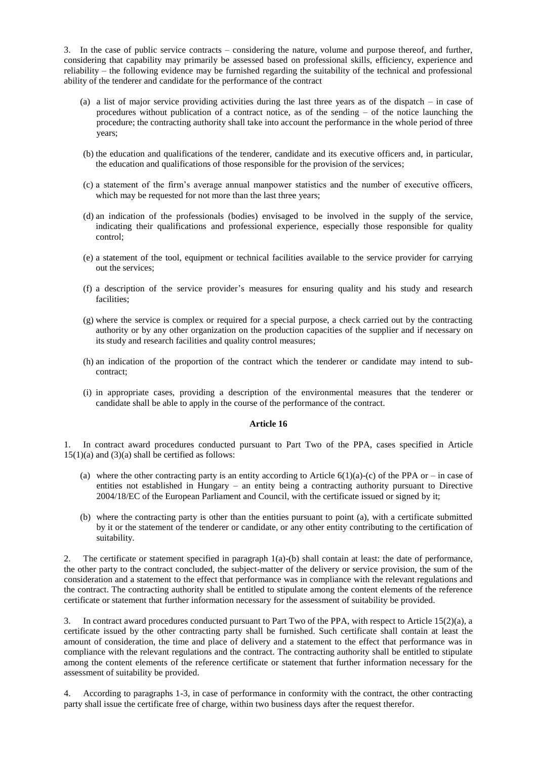3. In the case of public service contracts – considering the nature, volume and purpose thereof, and further, considering that capability may primarily be assessed based on professional skills, efficiency, experience and reliability – the following evidence may be furnished regarding the suitability of the technical and professional ability of the tenderer and candidate for the performance of the contract

(a) a list of major service providing activities during the last three years as of the dispatch – in case of procedures without publication of a contract notice, as of the sending – of the notice launching the procedure; the contracting authority shall take into account the performance in the whole period of three years;

(b) the education and qualifications of the tenderer, candidate and its executive officers and, in particular, the education and qualifications of those responsible for the provision of the services;

(c) a statement of the firm's average annual manpower statistics and the number of executive officers, which may be requested for not more than the last three years;

(d) an indication of the professionals (bodies) envisaged to be involved in the supply of the service, indicating their qualifications and professional experience, especially those responsible for quality control;

(e) a statement of the tool, equipment or technical facilities available to the service provider for carrying out the services;

(f) a description of the service provider's measures for ensuring quality and his study and research facilities;

(g) where the service is complex or required for a special purpose, a check carried out by the contracting authority or by any other organization on the production capacities of the supplier and if necessary on its study and research facilities and quality control measures;

(h) an indication of the proportion of the contract which the tenderer or candidate may intend to sub-contract;

(i) in appropriate cases, providing a description of the environmental measures that the tenderer or candidate shall be able to apply in the course of the performance of the contract.

**Article 16**

1. In contract award procedures conducted pursuant to Part Two of the PPA, cases specified in Article 15(1)(a) and (3)(a) shall be certified as follows:

(a) where the other contracting party is an entity according to Article 6(1)(a)-(c) of the PPA or – in case of entities not established in Hungary – an entity being a contracting authority pursuant to Directive 2004/18/EC of the European Parliament and Council, with the certificate issued or signed by it;

(b) where the contracting party is other than the entities pursuant to point (a), with a certificate submitted by it or the statement of the tenderer or candidate, or any other entity contributing to the certification of suitability.

2. The certificate or statement specified in paragraph 1(a)-(b) shall contain at least: the date of performance, the other party to the contract concluded, the subject-matter of the delivery or service provision, the sum of the consideration and a statement to the effect that performance was in compliance with the relevant regulations and the contract. The contracting authority shall be entitled to stipulate among the content elements of the reference certificate or statement that further information necessary for the assessment of suitability be provided.

3. In contract award procedures conducted pursuant to Part Two of the PPA, with respect to Article 15(2)(a), a certificate issued by the other contracting party shall be furnished. Such certificate shall contain at least the amount of consideration, the time and place of delivery and a statement to the effect that performance was in compliance with the relevant regulations and the contract. The contracting authority shall be entitled to stipulate among the content elements of the reference certificate or statement that further information necessary for the assessment of suitability be provided.

4. According to paragraphs 1-3, in case of performance in conformity with the contract, the other contracting party shall issue the certificate free of charge, within two business days after the request therefor.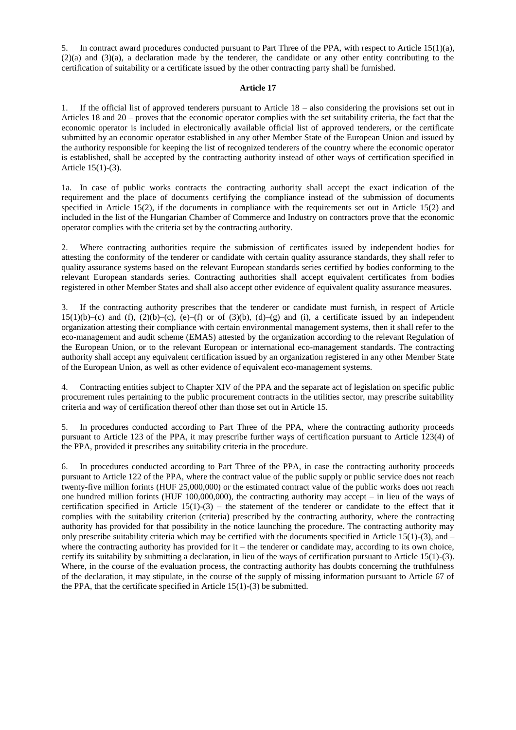5. In contract award procedures conducted pursuant to Part Three of the PPA, with respect to Article 15(1)(a), (2)(a) and (3)(a), a declaration made by the tenderer, the candidate or any other entity contributing to the certification of suitability or a certificate issued by the other contracting party shall be furnished.

**Article 17**

1. If the official list of approved tenderers pursuant to Article 18 – also considering the provisions set out in Articles 18 and 20 – proves that the economic operator complies with the set suitability criteria, the fact that the economic operator is included in electronically available official list of approved tenderers, or the certificate submitted by an economic operator established in any other Member State of the European Union and issued by the authority responsible for keeping the list of recognized tenderers of the country where the economic operator is established, shall be accepted by the contracting authority instead of other ways of certification specified in Article 15(1)-(3).

1a. In case of public works contracts the contracting authority shall accept the exact indication of the requirement and the place of documents certifying the compliance instead of the submission of documents specified in Article 15(2), if the documents in compliance with the requirements set out in Article 15(2) and included in the list of the Hungarian Chamber of Commerce and Industry on contractors prove that the economic operator complies with the criteria set by the contracting authority.

2. Where contracting authorities require the submission of certificates issued by independent bodies for attesting the conformity of the tenderer or candidate with certain quality assurance standards, they shall refer to quality assurance systems based on the relevant European standards series certified by bodies conforming to the relevant European standards series. Contracting authorities shall accept equivalent certificates from bodies registered in other Member States and shall also accept other evidence of equivalent quality assurance measures.

3. If the contracting authority prescribes that the tenderer or candidate must furnish, in respect of Article 15(1)(b)–(c) and (f), (2)(b)–(c), (e)–(f) or of (3)(b), (d)–(g) and (i), a certificate issued by an independent organization attesting their compliance with certain environmental management systems, then it shall refer to the eco-management and audit scheme (EMAS) attested by the organization according to the relevant Regulation of the European Union, or to the relevant European or international eco-management standards. The contracting authority shall accept any equivalent certification issued by an organization registered in any other Member State of the European Union, as well as other evidence of equivalent eco-management systems.

4. Contracting entities subject to Chapter XIV of the PPA and the separate act of legislation on specific public procurement rules pertaining to the public procurement contracts in the utilities sector, may prescribe suitability criteria and way of certification thereof other than those set out in Article 15.

5. In procedures conducted according to Part Three of the PPA, where the contracting authority proceeds pursuant to Article 123 of the PPA, it may prescribe further ways of certification pursuant to Article 123(4) of the PPA, provided it prescribes any suitability criteria in the procedure.

6. In procedures conducted according to Part Three of the PPA, in case the contracting authority proceeds pursuant to Article 122 of the PPA, where the contract value of the public supply or public service does not reach twenty-five million forints (HUF 25,000,000) or the estimated contract value of the public works does not reach one hundred million forints (HUF 100,000,000), the contracting authority may accept – in lieu of the ways of certification specified in Article 15(1)-(3) – the statement of the tenderer or candidate to the effect that it complies with the suitability criterion (criteria) prescribed by the contracting authority, where the contracting authority has provided for that possibility in the notice launching the procedure. The contracting authority may only prescribe suitability criteria which may be certified with the documents specified in Article 15(1)-(3), and – where the contracting authority has provided for it – the tenderer or candidate may, according to its own choice, certify its suitability by submitting a declaration, in lieu of the ways of certification pursuant to Article 15(1)-(3). Where, in the course of the evaluation process, the contracting authority has doubts concerning the truthfulness of the declaration, it may stipulate, in the course of the supply of missing information pursuant to Article 67 of the PPA, that the certificate specified in Article 15(1)-(3) be submitted.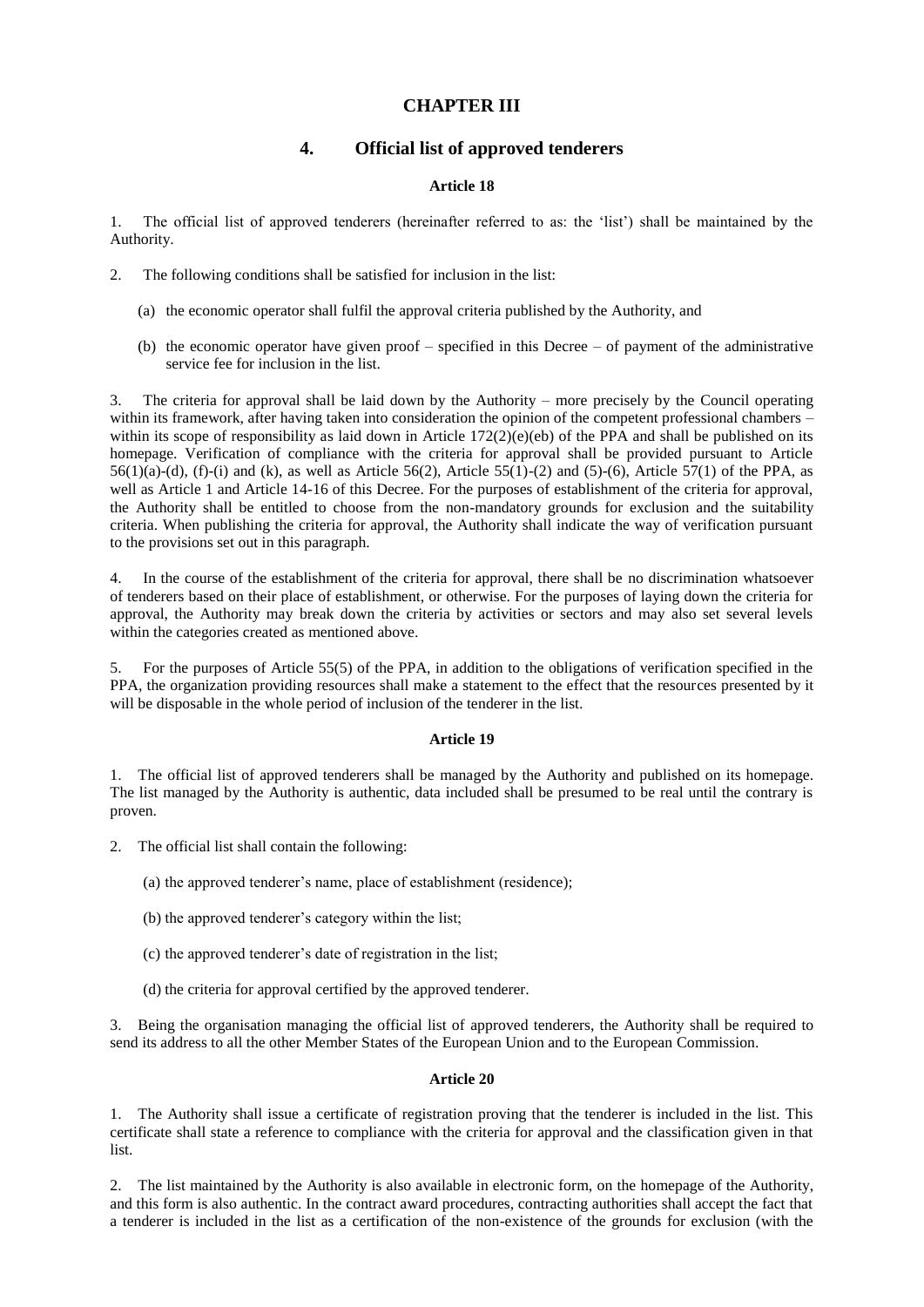# CHAPTER III

## 4. Official list of approved tenderers

### Article 18

1. The official list of approved tenderers (hereinafter referred to as: the 'list') shall be maintained by the Authority.

2. The following conditions shall be satisfied for inclusion in the list:

   (a) the economic operator shall fulfil the approval criteria published by the Authority, and

   (b) the economic operator have given proof – specified in this Decree – of payment of the administrative service fee for inclusion in the list.

3. The criteria for approval shall be laid down by the Authority – more precisely by the Council operating within its framework, after having taken into consideration the opinion of the competent professional chambers – within its scope of responsibility as laid down in Article 172(2)(e)(eb) of the PPA and shall be published on its homepage. Verification of compliance with the criteria for approval shall be provided pursuant to Article 56(1)(a)-(d), (f)-(i) and (k), as well as Article 56(2), Article 55(1)-(2) and (5)-(6), Article 57(1) of the PPA, as well as Article 1 and Article 14-16 of this Decree. For the purposes of establishment of the criteria for approval, the Authority shall be entitled to choose from the non-mandatory grounds for exclusion and the suitability criteria. When publishing the criteria for approval, the Authority shall indicate the way of verification pursuant to the provisions set out in this paragraph.

4. In the course of the establishment of the criteria for approval, there shall be no discrimination whatsoever of tenderers based on their place of establishment, or otherwise. For the purposes of laying down the criteria for approval, the Authority may break down the criteria by activities or sectors and may also set several levels within the categories created as mentioned above.

5. For the purposes of Article 55(5) of the PPA, in addition to the obligations of verification specified in the PPA, the organization providing resources shall make a statement to the effect that the resources presented by it will be disposable in the whole period of inclusion of the tenderer in the list.

### Article 19

1. The official list of approved tenderers shall be managed by the Authority and published on its homepage. The list managed by the Authority is authentic, data included shall be presumed to be real until the contrary is proven.

2. The official list shall contain the following:

   (a) the approved tenderer's name, place of establishment (residence);

   (b) the approved tenderer's category within the list;

   (c) the approved tenderer's date of registration in the list;

   (d) the criteria for approval certified by the approved tenderer.

3. Being the organisation managing the official list of approved tenderers, the Authority shall be required to send its address to all the other Member States of the European Union and to the European Commission.

### Article 20

1. The Authority shall issue a certificate of registration proving that the tenderer is included in the list. This certificate shall state a reference to compliance with the criteria for approval and the classification given in that list.

2. The list maintained by the Authority is also available in electronic form, on the homepage of the Authority, and this form is also authentic. In the contract award procedures, contracting authorities shall accept the fact that a tenderer is included in the list as a certification of the non-existence of the grounds for exclusion (with the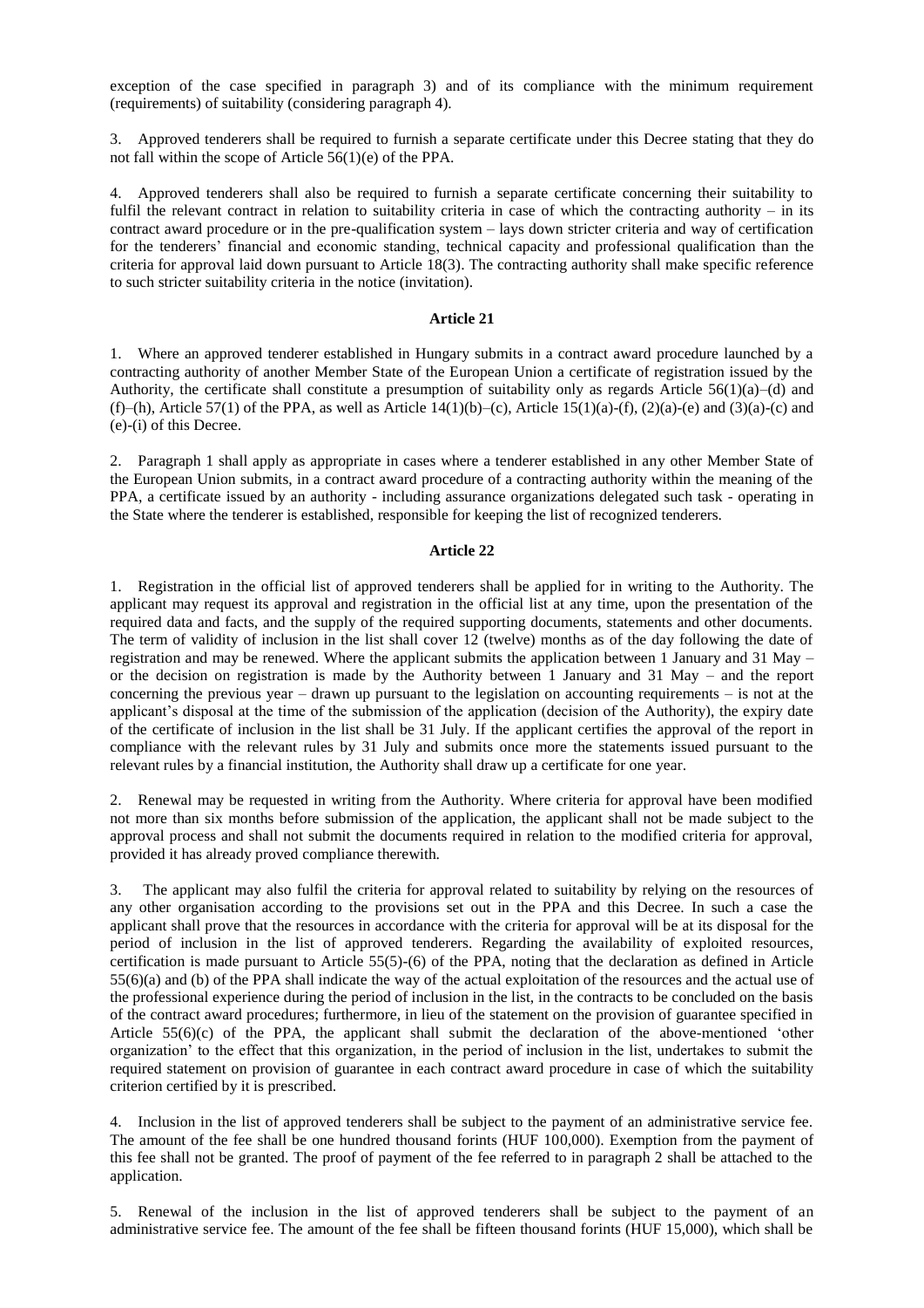exception of the case specified in paragraph 3) and of its compliance with the minimum requirement (requirements) of suitability (considering paragraph 4).

3. Approved tenderers shall be required to furnish a separate certificate under this Decree stating that they do not fall within the scope of Article 56(1)(e) of the PPA.

4. Approved tenderers shall also be required to furnish a separate certificate concerning their suitability to fulfil the relevant contract in relation to suitability criteria in case of which the contracting authority – in its contract award procedure or in the pre-qualification system – lays down stricter criteria and way of certification for the tenderers' financial and economic standing, technical capacity and professional qualification than the criteria for approval laid down pursuant to Article 18(3). The contracting authority shall make specific reference to such stricter suitability criteria in the notice (invitation).

### Article 21

1. Where an approved tenderer established in Hungary submits in a contract award procedure launched by a contracting authority of another Member State of the European Union a certificate of registration issued by the Authority, the certificate shall constitute a presumption of suitability only as regards Article 56(1)(a)–(d) and (f)–(h), Article 57(1) of the PPA, as well as Article 14(1)(b)–(c), Article 15(1)(a)-(f), (2)(a)-(e) and (3)(a)-(c) and (e)-(i) of this Decree.

2. Paragraph 1 shall apply as appropriate in cases where a tenderer established in any other Member State of the European Union submits, in a contract award procedure of a contracting authority within the meaning of the PPA, a certificate issued by an authority - including assurance organizations delegated such task - operating in the State where the tenderer is established, responsible for keeping the list of recognized tenderers.

### Article 22

1. Registration in the official list of approved tenderers shall be applied for in writing to the Authority. The applicant may request its approval and registration in the official list at any time, upon the presentation of the required data and facts, and the supply of the required supporting documents, statements and other documents. The term of validity of inclusion in the list shall cover 12 (twelve) months as of the day following the date of registration and may be renewed. Where the applicant submits the application between 1 January and 31 May – or the decision on registration is made by the Authority between 1 January and 31 May – and the report concerning the previous year – drawn up pursuant to the legislation on accounting requirements – is not at the applicant's disposal at the time of the submission of the application (decision of the Authority), the expiry date of the certificate of inclusion in the list shall be 31 July. If the applicant certifies the approval of the report in compliance with the relevant rules by 31 July and submits once more the statements issued pursuant to the relevant rules by a financial institution, the Authority shall draw up a certificate for one year.

2. Renewal may be requested in writing from the Authority. Where criteria for approval have been modified not more than six months before submission of the application, the applicant shall not be made subject to the approval process and shall not submit the documents required in relation to the modified criteria for approval, provided it has already proved compliance therewith.

3. The applicant may also fulfil the criteria for approval related to suitability by relying on the resources of any other organisation according to the provisions set out in the PPA and this Decree. In such a case the applicant shall prove that the resources in accordance with the criteria for approval will be at its disposal for the period of inclusion in the list of approved tenderers. Regarding the availability of exploited resources, certification is made pursuant to Article 55(5)-(6) of the PPA, noting that the declaration as defined in Article 55(6)(a) and (b) of the PPA shall indicate the way of the actual exploitation of the resources and the actual use of the professional experience during the period of inclusion in the list, in the contracts to be concluded on the basis of the contract award procedures; furthermore, in lieu of the statement on the provision of guarantee specified in Article 55(6)(c) of the PPA, the applicant shall submit the declaration of the above-mentioned 'other organization' to the effect that this organization, in the period of inclusion in the list, undertakes to submit the required statement on provision of guarantee in each contract award procedure in case of which the suitability criterion certified by it is prescribed.

4. Inclusion in the list of approved tenderers shall be subject to the payment of an administrative service fee. The amount of the fee shall be one hundred thousand forints (HUF 100,000). Exemption from the payment of this fee shall not be granted. The proof of payment of the fee referred to in paragraph 2 shall be attached to the application.

5. Renewal of the inclusion in the list of approved tenderers shall be subject to the payment of an administrative service fee. The amount of the fee shall be fifteen thousand forints (HUF 15,000), which shall be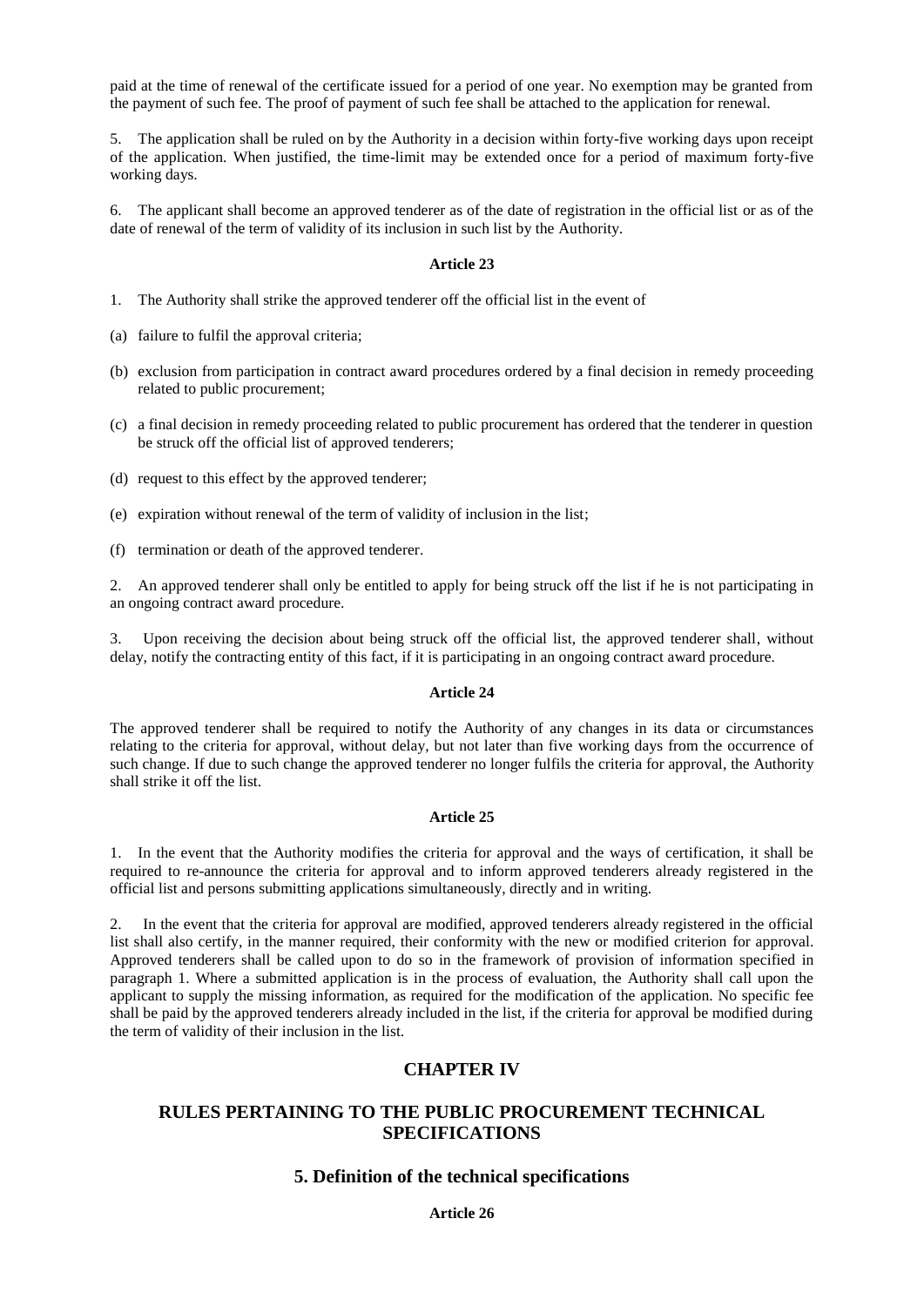paid at the time of renewal of the certificate issued for a period of one year. No exemption may be granted from the payment of such fee. The proof of payment of such fee shall be attached to the application for renewal.

5. The application shall be ruled on by the Authority in a decision within forty-five working days upon receipt of the application. When justified, the time-limit may be extended once for a period of maximum forty-five working days.

6. The applicant shall become an approved tenderer as of the date of registration in the official list or as of the date of renewal of the term of validity of its inclusion in such list by the Authority.

**Article 23**

1. The Authority shall strike the approved tenderer off the official list in the event of

(a) failure to fulfil the approval criteria;

(b) exclusion from participation in contract award procedures ordered by a final decision in remedy proceeding related to public procurement;

(c) a final decision in remedy proceeding related to public procurement has ordered that the tenderer in question be struck off the official list of approved tenderers;

(d) request to this effect by the approved tenderer;

(e) expiration without renewal of the term of validity of inclusion in the list;

(f) termination or death of the approved tenderer.

2. An approved tenderer shall only be entitled to apply for being struck off the list if he is not participating in an ongoing contract award procedure.

3. Upon receiving the decision about being struck off the official list, the approved tenderer shall, without delay, notify the contracting entity of this fact, if it is participating in an ongoing contract award procedure.

**Article 24**

The approved tenderer shall be required to notify the Authority of any changes in its data or circumstances relating to the criteria for approval, without delay, but not later than five working days from the occurrence of such change. If due to such change the approved tenderer no longer fulfils the criteria for approval, the Authority shall strike it off the list.

**Article 25**

1. In the event that the Authority modifies the criteria for approval and the ways of certification, it shall be required to re-announce the criteria for approval and to inform approved tenderers already registered in the official list and persons submitting applications simultaneously, directly and in writing.

2. In the event that the criteria for approval are modified, approved tenderers already registered in the official list shall also certify, in the manner required, their conformity with the new or modified criterion for approval. Approved tenderers shall be called upon to do so in the framework of provision of information specified in paragraph 1. Where a submitted application is in the process of evaluation, the Authority shall call upon the applicant to supply the missing information, as required for the modification of the application. No specific fee shall be paid by the approved tenderers already included in the list, if the criteria for approval be modified during the term of validity of their inclusion in the list.

## CHAPTER IV

## RULES PERTAINING TO THE PUBLIC PROCUREMENT TECHNICAL SPECIFICATIONS

### 5. Definition of the technical specifications

**Article 26**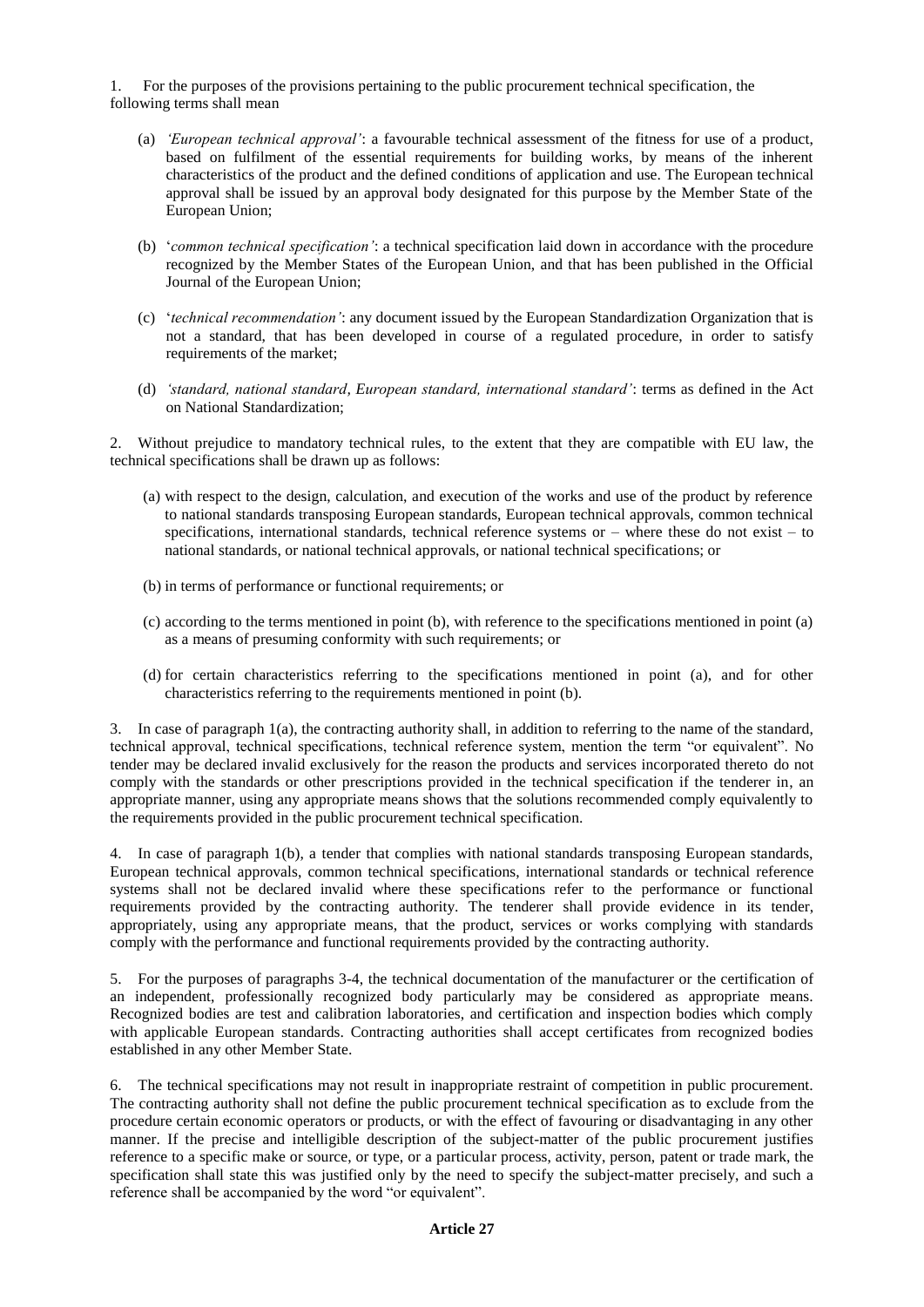1. For the purposes of the provisions pertaining to the public procurement technical specification, the following terms shall mean

   (a) *'European technical approval'*: a favourable technical assessment of the fitness for use of a product, based on fulfilment of the essential requirements for building works, by means of the inherent characteristics of the product and the defined conditions of application and use. The European technical approval shall be issued by an approval body designated for this purpose by the Member State of the European Union;

   (b) '*common technical specification'*: a technical specification laid down in accordance with the procedure recognized by the Member States of the European Union, and that has been published in the Official Journal of the European Union;

   (c) '*technical recommendation'*: any document issued by the European Standardization Organization that is not a standard, that has been developed in course of a regulated procedure, in order to satisfy requirements of the market;

   (d) *'standard, national standard, European standard, international standard'*: terms as defined in the Act on National Standardization;

2. Without prejudice to mandatory technical rules, to the extent that they are compatible with EU law, the technical specifications shall be drawn up as follows:

   (a) with respect to the design, calculation, and execution of the works and use of the product by reference to national standards transposing European standards, European technical approvals, common technical specifications, international standards, technical reference systems or – where these do not exist – to national standards, or national technical approvals, or national technical specifications; or

   (b) in terms of performance or functional requirements; or

   (c) according to the terms mentioned in point (b), with reference to the specifications mentioned in point (a) as a means of presuming conformity with such requirements; or

   (d) for certain characteristics referring to the specifications mentioned in point (a), and for other characteristics referring to the requirements mentioned in point (b).

3. In case of paragraph 1(a), the contracting authority shall, in addition to referring to the name of the standard, technical approval, technical specifications, technical reference system, mention the term "or equivalent". No tender may be declared invalid exclusively for the reason the products and services incorporated thereto do not comply with the standards or other prescriptions provided in the technical specification if the tenderer in, an appropriate manner, using any appropriate means shows that the solutions recommended comply equivalently to the requirements provided in the public procurement technical specification.

4. In case of paragraph 1(b), a tender that complies with national standards transposing European standards, European technical approvals, common technical specifications, international standards or technical reference systems shall not be declared invalid where these specifications refer to the performance or functional requirements provided by the contracting authority. The tenderer shall provide evidence in its tender, appropriately, using any appropriate means, that the product, services or works complying with standards comply with the performance and functional requirements provided by the contracting authority.

5. For the purposes of paragraphs 3-4, the technical documentation of the manufacturer or the certification of an independent, professionally recognized body particularly may be considered as appropriate means. Recognized bodies are test and calibration laboratories, and certification and inspection bodies which comply with applicable European standards. Contracting authorities shall accept certificates from recognized bodies established in any other Member State.

6. The technical specifications may not result in inappropriate restraint of competition in public procurement. The contracting authority shall not define the public procurement technical specification as to exclude from the procedure certain economic operators or products, or with the effect of favouring or disadvantaging in any other manner. If the precise and intelligible description of the subject-matter of the public procurement justifies reference to a specific make or source, or type, or a particular process, activity, person, patent or trade mark, the specification shall state this was justified only by the need to specify the subject-matter precisely, and such a reference shall be accompanied by the word "or equivalent".

**Article 27**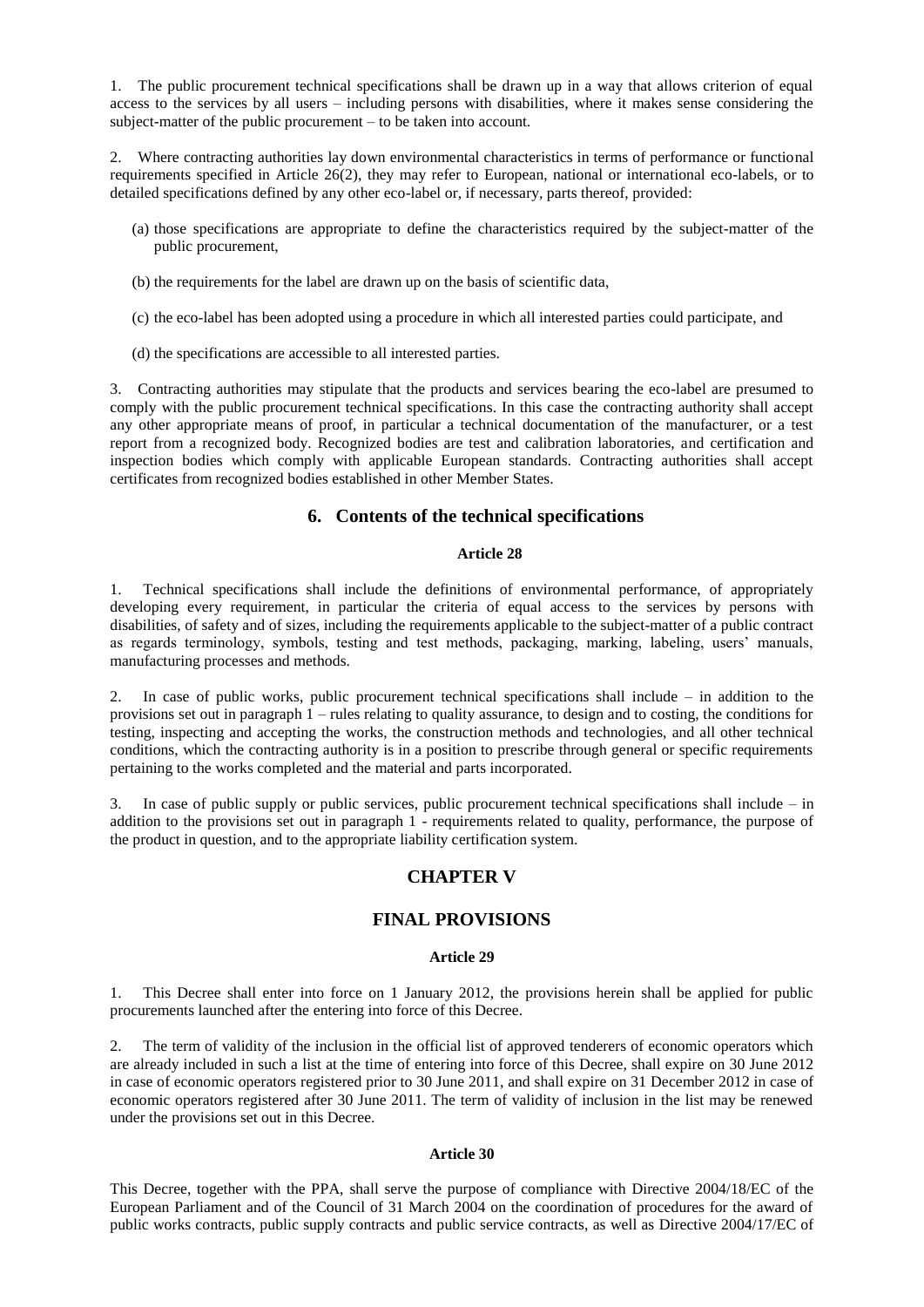1. The public procurement technical specifications shall be drawn up in a way that allows criterion of equal access to the services by all users – including persons with disabilities, where it makes sense considering the subject-matter of the public procurement – to be taken into account.

2. Where contracting authorities lay down environmental characteristics in terms of performance or functional requirements specified in Article 26(2), they may refer to European, national or international eco-labels, or to detailed specifications defined by any other eco-label or, if necessary, parts thereof, provided:

(a) those specifications are appropriate to define the characteristics required by the subject-matter of the public procurement,

(b) the requirements for the label are drawn up on the basis of scientific data,

(c) the eco-label has been adopted using a procedure in which all interested parties could participate, and

(d) the specifications are accessible to all interested parties.

3. Contracting authorities may stipulate that the products and services bearing the eco-label are presumed to comply with the public procurement technical specifications. In this case the contracting authority shall accept any other appropriate means of proof, in particular a technical documentation of the manufacturer, or a test report from a recognized body. Recognized bodies are test and calibration laboratories, and certification and inspection bodies which comply with applicable European standards. Contracting authorities shall accept certificates from recognized bodies established in other Member States.

## 6. Contents of the technical specifications

#### Article 28

1. Technical specifications shall include the definitions of environmental performance, of appropriately developing every requirement, in particular the criteria of equal access to the services by persons with disabilities, of safety and of sizes, including the requirements applicable to the subject-matter of a public contract as regards terminology, symbols, testing and test methods, packaging, marking, labeling, users' manuals, manufacturing processes and methods.

2. In case of public works, public procurement technical specifications shall include – in addition to the provisions set out in paragraph 1 – rules relating to quality assurance, to design and to costing, the conditions for testing, inspecting and accepting the works, the construction methods and technologies, and all other technical conditions, which the contracting authority is in a position to prescribe through general or specific requirements pertaining to the works completed and the material and parts incorporated.

3. In case of public supply or public services, public procurement technical specifications shall include – in addition to the provisions set out in paragraph 1 - requirements related to quality, performance, the purpose of the product in question, and to the appropriate liability certification system.

## CHAPTER V

## FINAL PROVISIONS

#### Article 29

1. This Decree shall enter into force on 1 January 2012, the provisions herein shall be applied for public procurements launched after the entering into force of this Decree.

2. The term of validity of the inclusion in the official list of approved tenderers of economic operators which are already included in such a list at the time of entering into force of this Decree, shall expire on 30 June 2012 in case of economic operators registered prior to 30 June 2011, and shall expire on 31 December 2012 in case of economic operators registered after 30 June 2011. The term of validity of inclusion in the list may be renewed under the provisions set out in this Decree.

#### Article 30

This Decree, together with the PPA, shall serve the purpose of compliance with Directive 2004/18/EC of the European Parliament and of the Council of 31 March 2004 on the coordination of procedures for the award of public works contracts, public supply contracts and public service contracts, as well as Directive 2004/17/EC of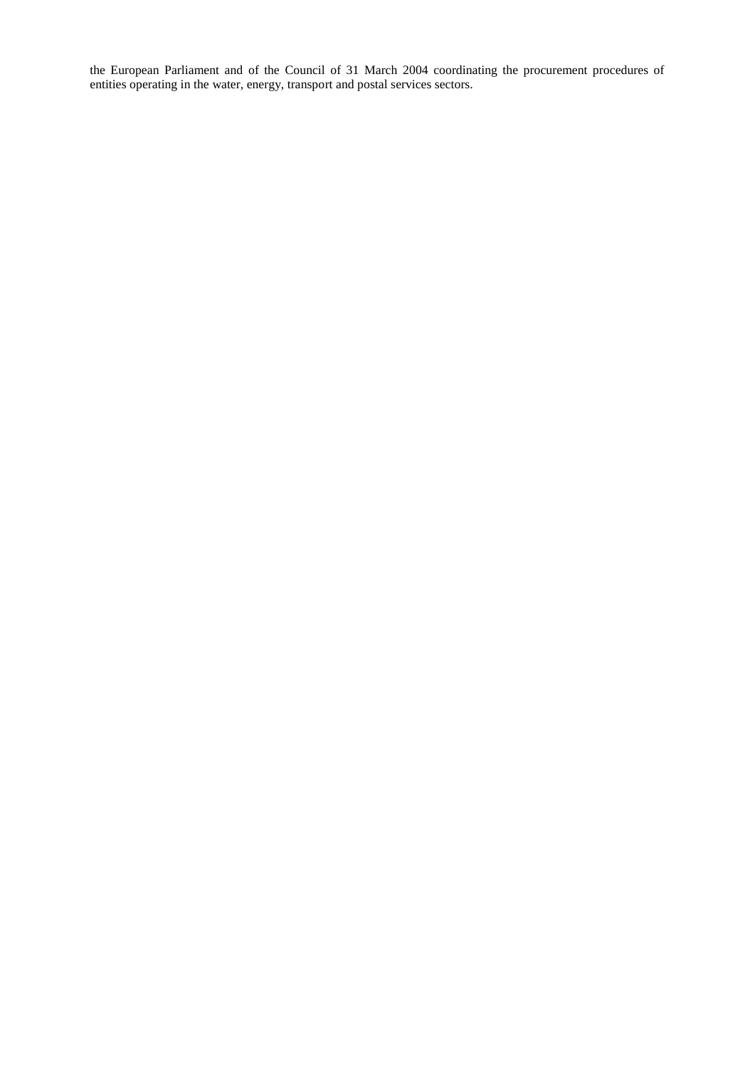the European Parliament and of the Council of 31 March 2004 coordinating the procurement procedures of entities operating in the water, energy, transport and postal services sectors.